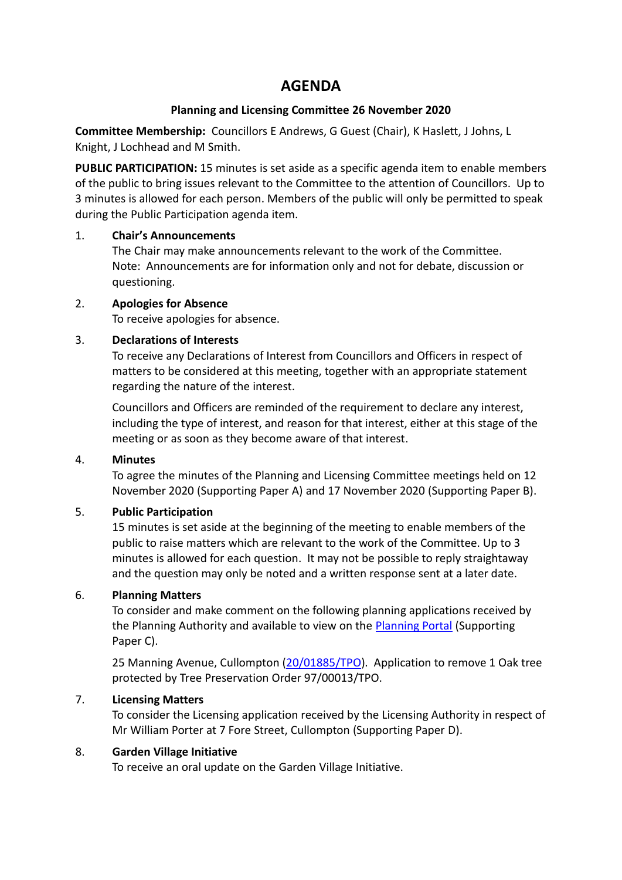# AGENDA

**Planning and Licensing Committee 26 November 2020**

**Committee Membership:** Councillors E Andrews, G Guest (Chair), K Haslett, J Johns, L Knight, J Lochhead and M Smith.

**PUBLIC PARTICIPATION:** 15 minutes is set aside as a specific agenda item to enable members of the public to bring issues relevant to the Committee to the attention of Councillors. Up to 3 minutes is allowed for each person. Members of the public will only be permitted to speak during the Public Participation agenda item.

1. **Chair's Announcements**
   The Chair may make announcements relevant to the work of the Committee.
   Note: Announcements are for information only and not for debate, discussion or questioning.

2. **Apologies for Absence**
   To receive apologies for absence.

3. **Declarations of Interests**
   To receive any Declarations of Interest from Councillors and Officers in respect of matters to be considered at this meeting, together with an appropriate statement regarding the nature of the interest.

   Councillors and Officers are reminded of the requirement to declare any interest, including the type of interest, and reason for that interest, either at this stage of the meeting or as soon as they become aware of that interest.

4. **Minutes**
   To agree the minutes of the Planning and Licensing Committee meetings held on 12 November 2020 (Supporting Paper A) and 17 November 2020 (Supporting Paper B).

5. **Public Participation**
   15 minutes is set aside at the beginning of the meeting to enable members of the public to raise matters which are relevant to the work of the Committee. Up to 3 minutes is allowed for each question. It may not be possible to reply straightaway and the question may only be noted and a written response sent at a later date.

6. **Planning Matters**
   To consider and make comment on the following planning applications received by the Planning Authority and available to view on the Planning Portal (Supporting Paper C).

   25 Manning Avenue, Cullompton (20/01885/TPO). Application to remove 1 Oak tree protected by Tree Preservation Order 97/00013/TPO.

7. **Licensing Matters**
   To consider the Licensing application received by the Licensing Authority in respect of Mr William Porter at 7 Fore Street, Cullompton (Supporting Paper D).

8. **Garden Village Initiative**
   To receive an oral update on the Garden Village Initiative.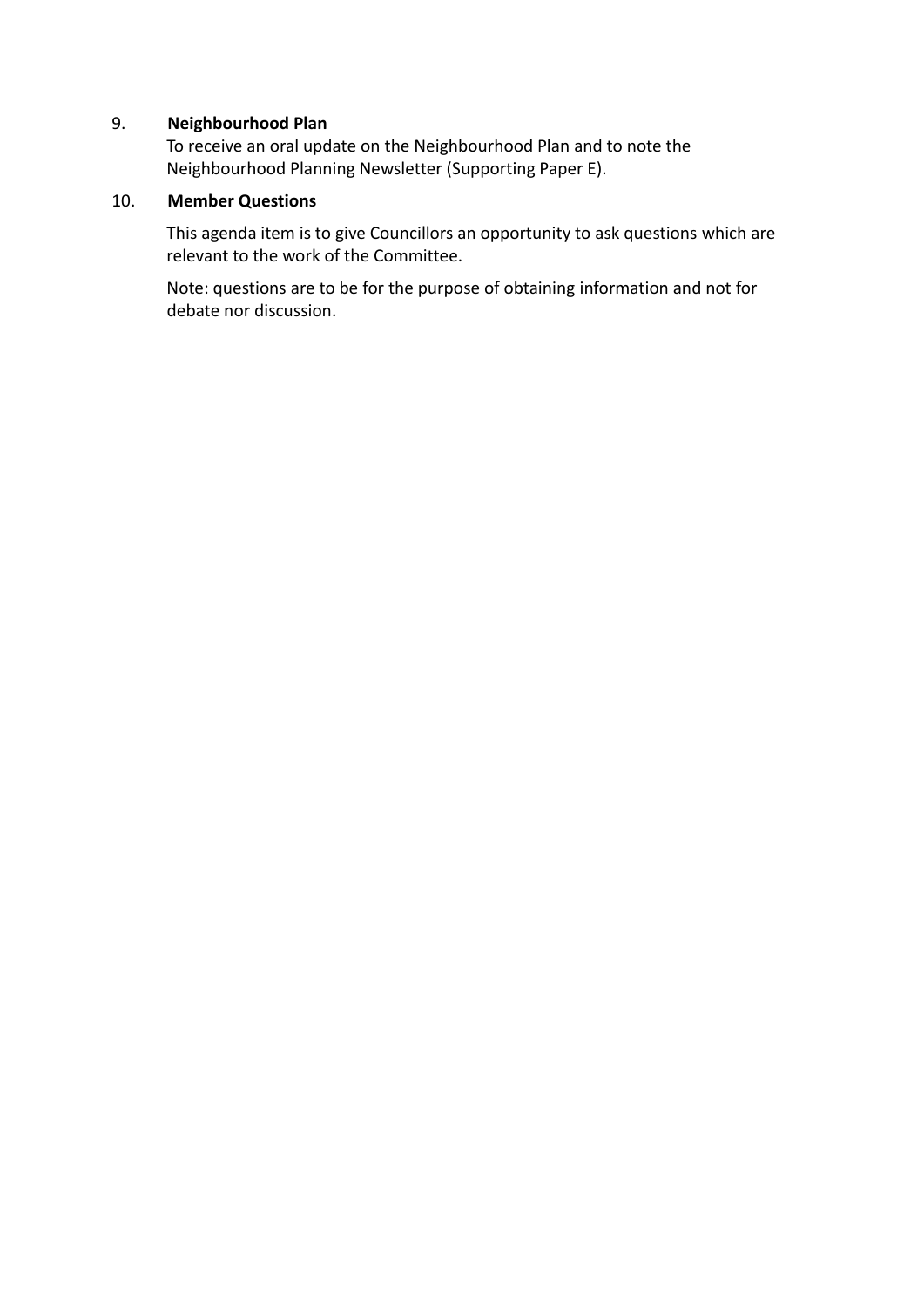9. **Neighbourhood Plan**

   To receive an oral update on the Neighbourhood Plan and to note the Neighbourhood Planning Newsletter (Supporting Paper E).

10. **Member Questions**

    This agenda item is to give Councillors an opportunity to ask questions which are relevant to the work of the Committee.

    Note: questions are to be for the purpose of obtaining information and not for debate nor discussion.